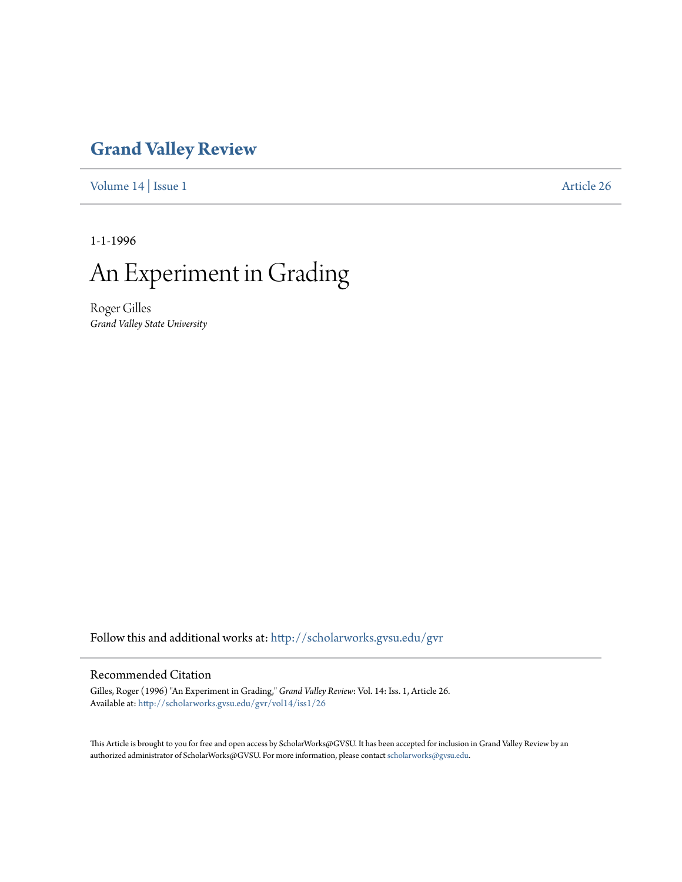# Grand Valley Review

Volume 14 | Issue 1 Article 26

1-1-1996

# An Experiment in Grading

Roger Gilles

*Grand Valley State University*

Follow this and additional works at: http://scholarworks.gvsu.edu/gvr

## Recommended Citation

Gilles, Roger (1996) "An Experiment in Grading," *Grand Valley Review*: Vol. 14: Iss. 1, Article 26.
Available at: http://scholarworks.gvsu.edu/gvr/vol14/iss1/26

This Article is brought to you for free and open access by ScholarWorks@GVSU. It has been accepted for inclusion in Grand Valley Review by an authorized administrator of ScholarWorks@GVSU. For more information, please contact scholarworks@gvsu.edu.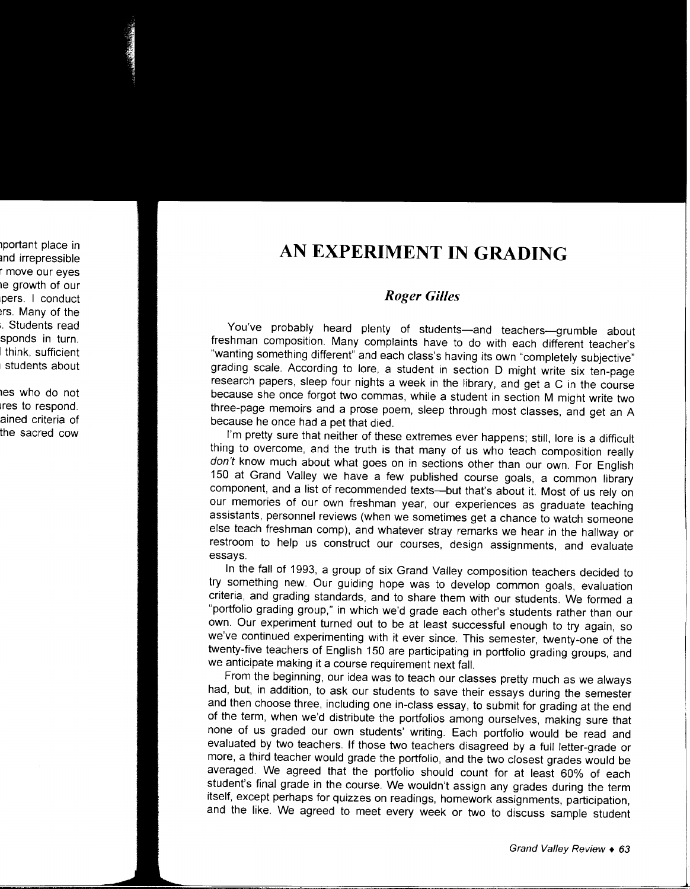# AN EXPERIMENT IN GRADING

### *Roger Gilles*

You've probably heard plenty of students—and teachers—grumble about freshman composition. Many complaints have to do with each different teacher's "wanting something different" and each class's having its own "completely subjective" grading scale. According to lore, a student in section D might write six ten-page research papers, sleep four nights a week in the library, and get a C in the course because she once forgot two commas, while a student in section M might write two three-page memoirs and a prose poem, sleep through most classes, and get an A because he once had a pet that died.

I'm pretty sure that neither of these extremes ever happens; still, lore is a difficult thing to overcome, and the truth is that many of us who teach composition really *don't* know much about what goes on in sections other than our own. For English 150 at Grand Valley we have a few published course goals, a common library component, and a list of recommended texts—but that's about it. Most of us rely on our memories of our own freshman year, our experiences as graduate teaching assistants, personnel reviews (when we sometimes get a chance to watch someone else teach freshman comp), and whatever stray remarks we hear in the hallway or restroom to help us construct our courses, design assignments, and evaluate essays.

In the fall of 1993, a group of six Grand Valley composition teachers decided to try something new. Our guiding hope was to develop common goals, evaluation criteria, and grading standards, and to share them with our students. We formed a "portfolio grading group," in which we'd grade each other's students rather than our own. Our experiment turned out to be at least successful enough to try again, so we've continued experimenting with it ever since. This semester, twenty-one of the twenty-five teachers of English 150 are participating in portfolio grading groups, and we anticipate making it a course requirement next fall.

From the beginning, our idea was to teach our classes pretty much as we always had, but, in addition, to ask our students to save their essays during the semester and then choose three, including one in-class essay, to submit for grading at the end of the term, when we'd distribute the portfolios among ourselves, making sure that none of us graded our own students' writing. Each portfolio would be read and evaluated by two teachers. If those two teachers disagreed by a full letter-grade or more, a third teacher would grade the portfolio, and the two closest grades would be averaged. We agreed that the portfolio should count for at least 60% of each student's final grade in the course. We wouldn't assign any grades during the term itself, except perhaps for quizzes on readings, homework assignments, participation, and the like. We agreed to meet every week or two to discuss sample student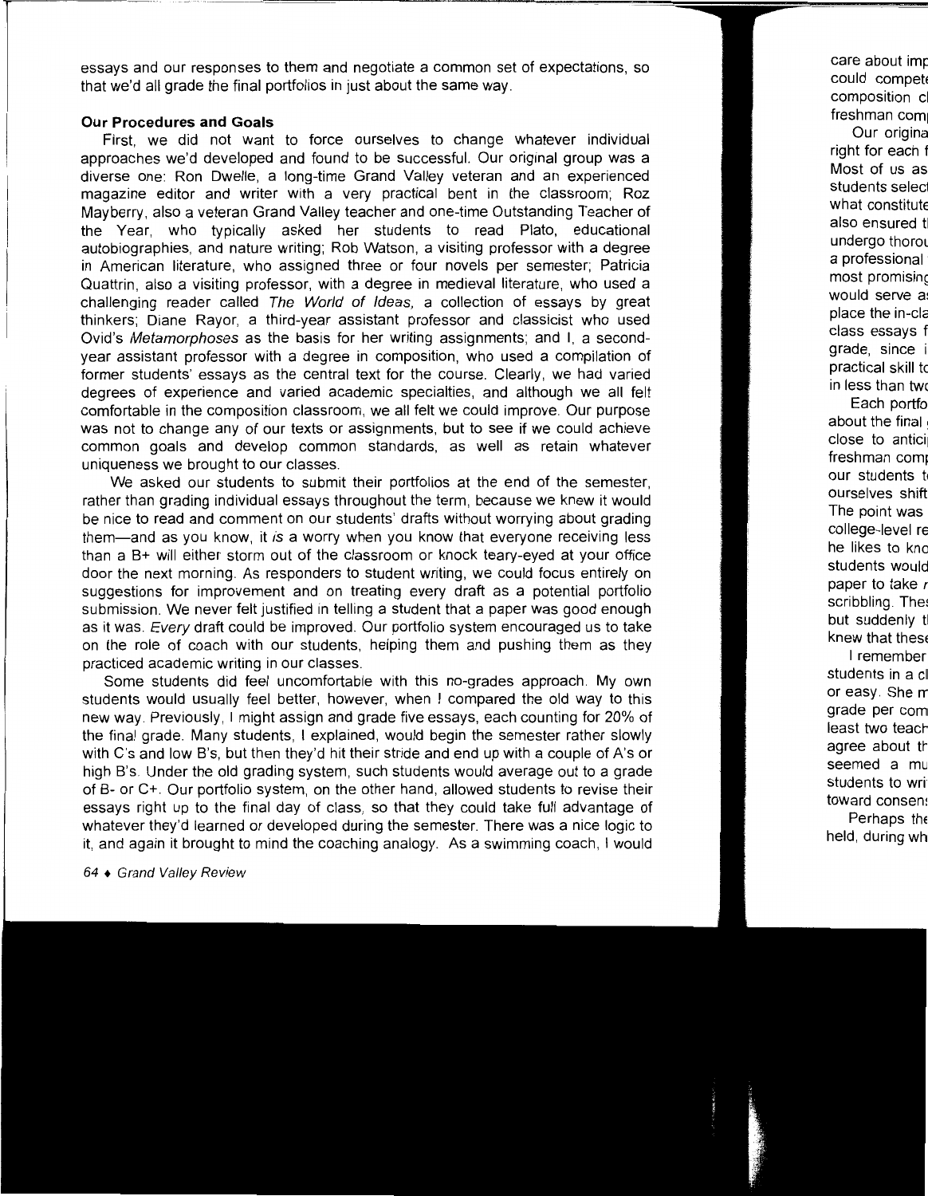essays and our responses to them and negotiate a common set of expectations, so that we'd all grade the final portfolios in just about the same way.

**Our Procedures and Goals**

First, we did not want to force ourselves to change whatever individual approaches we'd developed and found to be successful. Our original group was a diverse one: Ron Dwelle, a long-time Grand Valley veteran and an experienced magazine editor and writer with a very practical bent in the classroom; Roz Mayberry, also a veteran Grand Valley teacher and one-time Outstanding Teacher of the Year, who typically asked her students to read Plato, educational autobiographies, and nature writing; Rob Watson, a visiting professor with a degree in American literature, who assigned three or four novels per semester; Patricia Quattrin, also a visiting professor, with a degree in medieval literature, who used a challenging reader called *The World of Ideas,* a collection of essays by great thinkers; Diane Rayor, a third-year assistant professor and classicist who used Ovid's *Metamorphoses* as the basis for her writing assignments; and I, a second-year assistant professor with a degree in composition, who used a compilation of former students' essays as the central text for the course. Clearly, we had varied degrees of experience and varied academic specialties, and although we all felt comfortable in the composition classroom, we all felt we could improve. Our purpose was not to change any of our texts or assignments, but to see if we could achieve common goals and develop common standards, as well as retain whatever uniqueness we brought to our classes.

We asked our students to submit their portfolios at the end of the semester, rather than grading individual essays throughout the term, because we knew it would be nice to read and comment on our students' drafts without worrying about grading them—and as you know, it *is* a worry when you know that everyone receiving less than a B+ will either storm out of the classroom or knock teary-eyed at your office door the next morning. As responders to student writing, we could focus entirely on suggestions for improvement and on treating every draft as a potential portfolio submission. We never felt justified in telling a student that a paper was good enough as it was. *Every* draft could be improved. Our portfolio system encouraged us to take on the role of coach with our students, helping them and pushing them as they practiced academic writing in our classes.

Some students did feel uncomfortable with this no-grades approach. My own students would usually feel better, however, when I compared the old way to this new way. Previously, I might assign and grade five essays, each counting for 20% of the final grade. Many students, I explained, would begin the semester rather slowly with C's and low B's, but then they'd hit their stride and end up with a couple of A's or high B's. Under the old grading system, such students would average out to a grade of B- or C+. Our portfolio system, on the other hand, allowed students to revise their essays right up to the final day of class, so that they could take full advantage of whatever they'd learned or developed during the semester. There was a nice logic to it, and again it brought to mind the coaching analogy. As a swimming coach, I would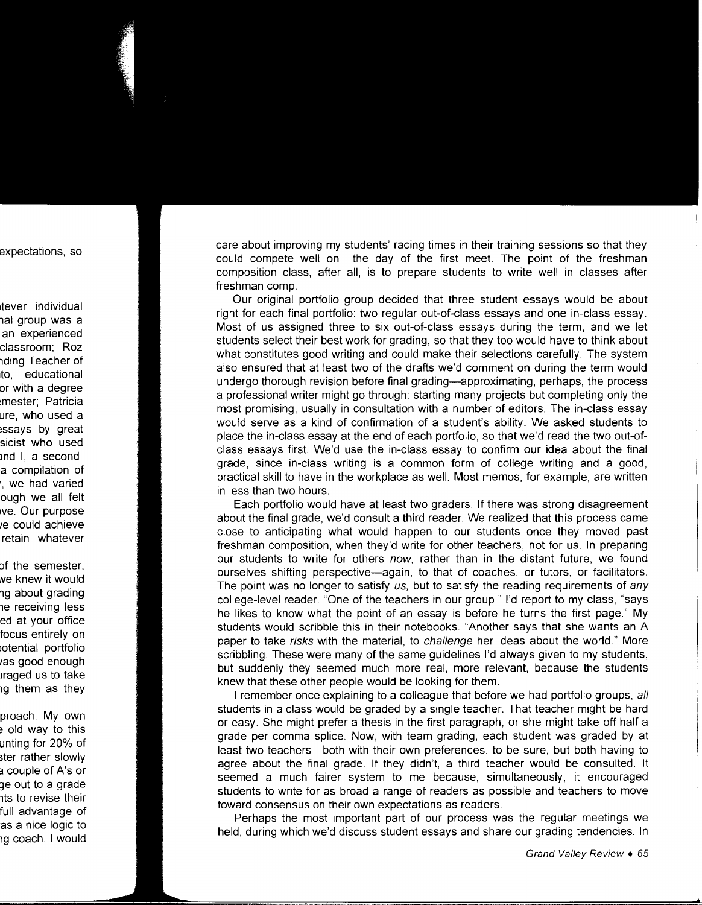care about improving my students' racing times in their training sessions so that they could compete well on the day of the first meet. The point of the freshman composition class, after all, is to prepare students to write well in classes after freshman comp.

Our original portfolio group decided that three student essays would be about right for each final portfolio: two regular out-of-class essays and one in-class essay. Most of us assigned three to six out-of-class essays during the term, and we let students select their best work for grading, so that they too would have to think about what constitutes good writing and could make their selections carefully. The system also ensured that at least two of the drafts we'd comment on during the term would undergo thorough revision before final grading—approximating, perhaps, the process a professional writer might go through: starting many projects but completing only the most promising, usually in consultation with a number of editors. The in-class essay would serve as a kind of confirmation of a student's ability. We asked students to place the in-class essay at the end of each portfolio, so that we'd read the two out-of-class essays first. We'd use the in-class essay to confirm our idea about the final grade, since in-class writing is a common form of college writing and a good, practical skill to have in the workplace as well. Most memos, for example, are written in less than two hours.

Each portfolio would have at least two graders. If there was strong disagreement about the final grade, we'd consult a third reader. We realized that this process came close to anticipating what would happen to our students once they moved past freshman composition, when they'd write for other teachers, not for us. In preparing our students to write for others *now*, rather than in the distant future, we found ourselves shifting perspective—again, to that of coaches, or tutors, or facilitators. The point was no longer to satisfy *us*, but to satisfy the reading requirements of *any* college-level reader. "One of the teachers in our group," I'd report to my class, "says he likes to know what the point of an essay is before he turns the first page." My students would scribble this in their notebooks. "Another says that she wants an A paper to take *risks* with the material, to *challenge* her ideas about the world." More scribbling. These were many of the same guidelines I'd always given to my students, but suddenly they seemed much more real, more relevant, because the students knew that these other people would be looking for them.

I remember once explaining to a colleague that before we had portfolio groups, *all* students in a class would be graded by a single teacher. That teacher might be hard or easy. She might prefer a thesis in the first paragraph, or she might take off half a grade per comma splice. Now, with team grading, each student was graded by at least two teachers—both with their own preferences, to be sure, but both having to agree about the final grade. If they didn't, a third teacher would be consulted. It seemed a much fairer system to me because, simultaneously, it encouraged students to write for as broad a range of readers as possible and teachers to move toward consensus on their own expectations as readers.

Perhaps the most important part of our process was the regular meetings we held, during which we'd discuss student essays and share our grading tendencies. In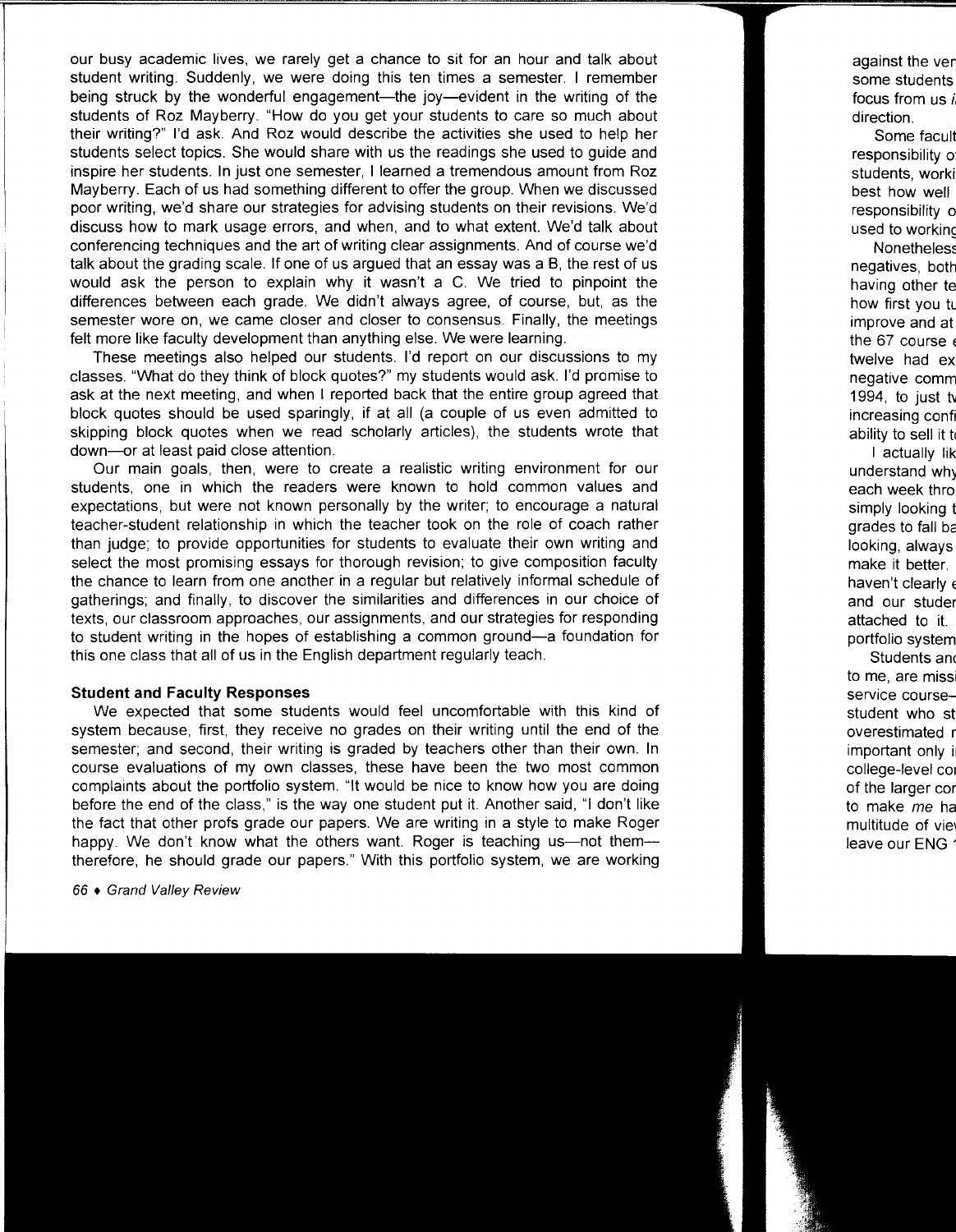our busy academic lives, we rarely get a chance to sit for an hour and talk about student writing. Suddenly, we were doing this ten times a semester. I remember being struck by the wonderful engagement—the joy—evident in the writing of the students of Roz Mayberry. "How do you get your students to care so much about their writing?" I'd ask. And Roz would describe the activities she used to help her students select topics. She would share with us the readings she used to guide and inspire her students. In just one semester, I learned a tremendous amount from Roz Mayberry. Each of us had something different to offer the group. When we discussed poor writing, we'd share our strategies for advising students on their revisions. We'd discuss how to mark usage errors, and when, and to what extent. We'd talk about conferencing techniques and the art of writing clear assignments. And of course we'd talk about the grading scale. If one of us argued that an essay was a B, the rest of us would ask the person to explain why it wasn't a C. We tried to pinpoint the differences between each grade. We didn't always agree, of course, but, as the semester wore on, we came closer and closer to consensus. Finally, the meetings felt more like faculty development than anything else. We were learning.

These meetings also helped our students. I'd report on our discussions to my classes. "What do they think of block quotes?" my students would ask. I'd promise to ask at the next meeting, and when I reported back that the entire group agreed that block quotes should be used sparingly, if at all (a couple of us even admitted to skipping block quotes when we read scholarly articles), the students wrote that down—or at least paid close attention.

Our main goals, then, were to create a realistic writing environment for our students, one in which the readers were known to hold common values and expectations, but were not known personally by the writer; to encourage a natural teacher-student relationship in which the teacher took on the role of coach rather than judge; to provide opportunities for students to evaluate their own writing and select the most promising essays for thorough revision; to give composition faculty the chance to learn from one another in a regular but relatively informal schedule of gatherings; and finally, to discover the similarities and differences in our choice of texts, our classroom approaches, our assignments, and our strategies for responding to student writing in the hopes of establishing a common ground—a foundation for this one class that all of us in the English department regularly teach.

**Student and Faculty Responses**

We expected that some students would feel uncomfortable with this kind of system because, first, they receive no grades on their writing until the end of the semester; and second, their writing is graded by teachers other than their own. In course evaluations of my own classes, these have been the two most common complaints about the portfolio system. "It would be nice to know how you are doing before the end of the class," is the way one student put it. Another said, "I don't like the fact that other profs grade our papers. We are writing in a style to make Roger happy. We don't know what the others want. Roger is teaching us—not them—therefore, he should grade our papers." With this portfolio system, we are working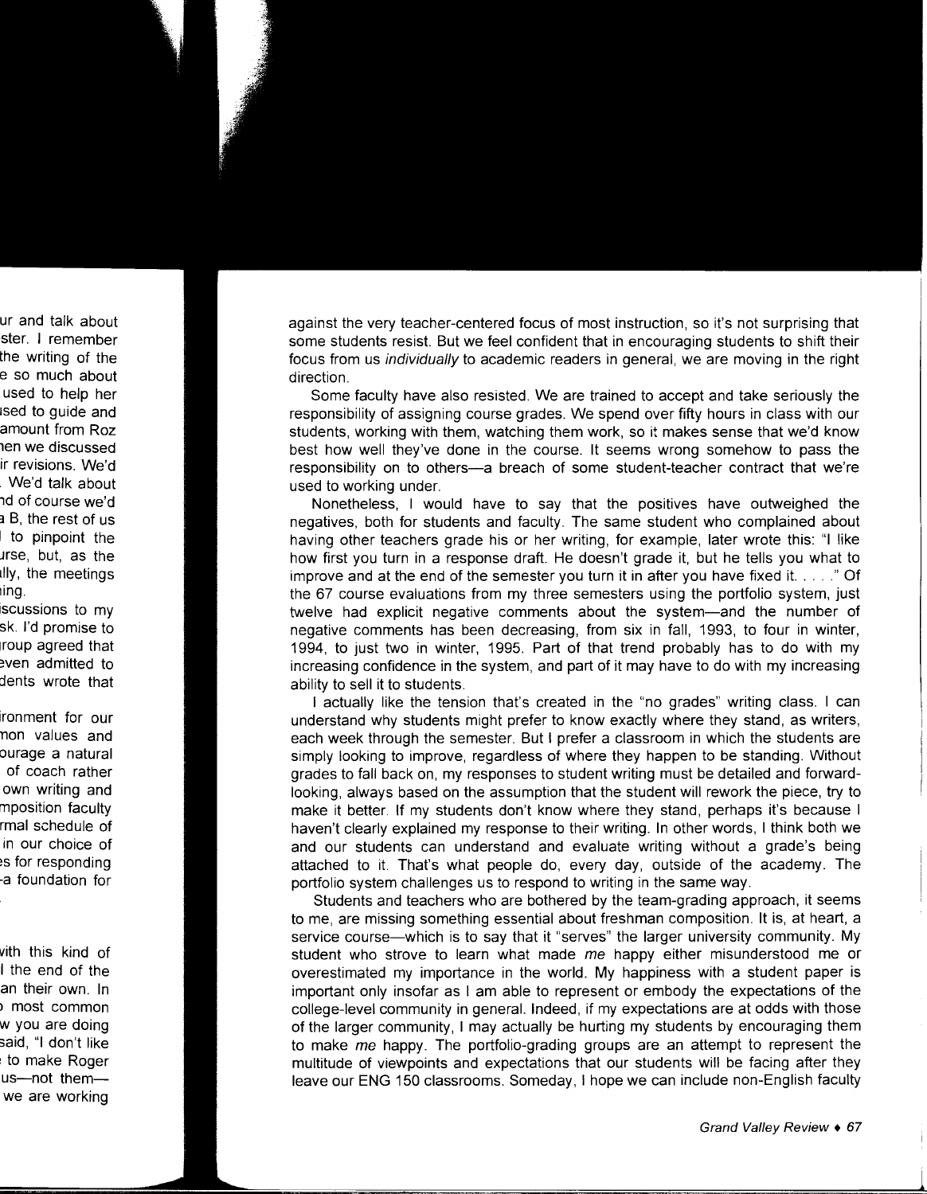against the very teacher-centered focus of most instruction, so it's not surprising that some students resist. But we feel confident that in encouraging students to shift their focus from us *individually* to academic readers in general, we are moving in the right direction.

Some faculty have also resisted. We are trained to accept and take seriously the responsibility of assigning course grades. We spend over fifty hours in class with our students, working with them, watching them work, so it makes sense that we'd know best how well they've done in the course. It seems wrong somehow to pass the responsibility on to others—a breach of some student-teacher contract that we're used to working under.

Nonetheless, I would have to say that the positives have outweighed the negatives, both for students and faculty. The same student who complained about having other teachers grade his or her writing, for example, later wrote this: "I like how first you turn in a response draft. He doesn't grade it, but he tells you what to improve and at the end of the semester you turn it in after you have fixed it. . . . ." Of the 67 course evaluations from my three semesters using the portfolio system, just twelve had explicit negative comments about the system—and the number of negative comments has been decreasing, from six in fall, 1993, to four in winter, 1994, to just two in winter, 1995. Part of that trend probably has to do with my increasing confidence in the system, and part of it may have to do with my increasing ability to sell it to students.

I actually like the tension that's created in the "no grades" writing class. I can understand why students might prefer to know exactly where they stand, as writers, each week through the semester. But I prefer a classroom in which the students are simply looking to improve, regardless of where they happen to be standing. Without grades to fall back on, my responses to student writing must be detailed and forward-looking, always based on the assumption that the student will rework the piece, try to make it better. If my students don't know where they stand, perhaps it's because I haven't clearly explained my response to their writing. In other words, I think both we and our students can understand and evaluate writing without a grade's being attached to it. That's what people do, every day, outside of the academy. The portfolio system challenges us to respond to writing in the same way.

Students and teachers who are bothered by the team-grading approach, it seems to me, are missing something essential about freshman composition. It is, at heart, a service course—which is to say that it "serves" the larger university community. My student who strove to learn what made *me* happy either misunderstood me or overestimated my importance in the world. My happiness with a student paper is important only insofar as I am able to represent or embody the expectations of the college-level community in general. Indeed, if my expectations are at odds with those of the larger community, I may actually be hurting my students by encouraging them to make *me* happy. The portfolio-grading groups are an attempt to represent the multitude of viewpoints and expectations that our students will be facing after they leave our ENG 150 classrooms. Someday, I hope we can include non-English faculty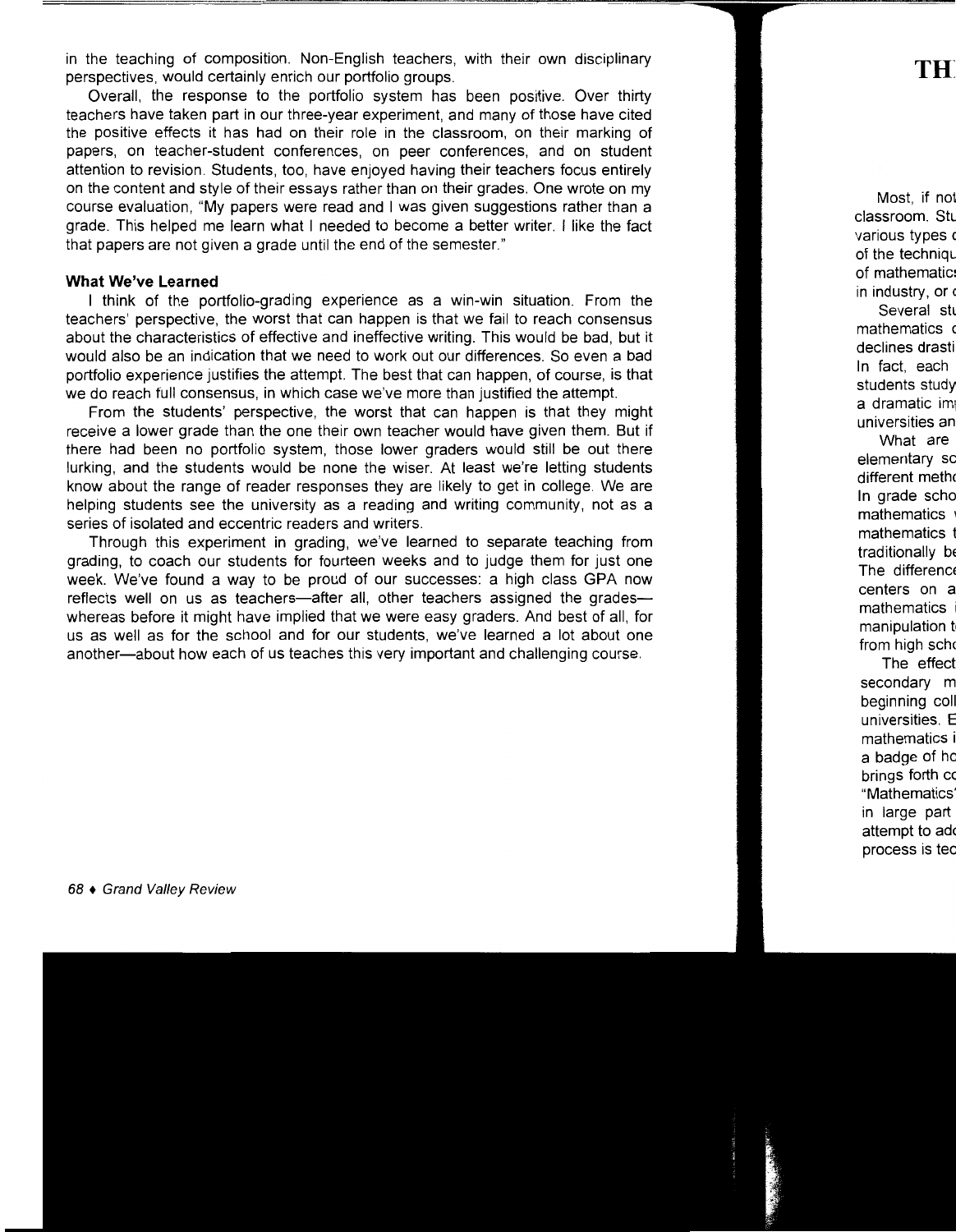in the teaching of composition. Non-English teachers, with their own disciplinary perspectives, would certainly enrich our portfolio groups.

Overall, the response to the portfolio system has been positive. Over thirty teachers have taken part in our three-year experiment, and many of those have cited the positive effects it has had on their role in the classroom, on their marking of papers, on teacher-student conferences, on peer conferences, and on student attention to revision. Students, too, have enjoyed having their teachers focus entirely on the content and style of their essays rather than on their grades. One wrote on my course evaluation, "My papers were read and I was given suggestions rather than a grade. This helped me learn what I needed to become a better writer. I like the fact that papers are not given a grade until the end of the semester."

**What We've Learned**

I think of the portfolio-grading experience as a win-win situation. From the teachers' perspective, the worst that can happen is that we fail to reach consensus about the characteristics of effective and ineffective writing. This would be bad, but it would also be an indication that we need to work out our differences. So even a bad portfolio experience justifies the attempt. The best that can happen, of course, is that we do reach full consensus, in which case we've more than justified the attempt.

From the students' perspective, the worst that can happen is that they might receive a lower grade than the one their own teacher would have given them. But if there had been no portfolio system, those lower graders would still be out there lurking, and the students would be none the wiser. At least we're letting students know about the range of reader responses they are likely to get in college. We are helping students see the university as a reading and writing community, not as a series of isolated and eccentric readers and writers.

Through this experiment in grading, we've learned to separate teaching from grading, to coach our students for fourteen weeks and to judge them for just one week. We've found a way to be proud of our successes: a high class GPA now reflects well on us as teachers—after all, other teachers assigned the grades—whereas before it might have implied that we were easy graders. And best of all, for us as well as for the school and for our students, we've learned a lot about one another—about how each of us teaches this very important and challenging course.